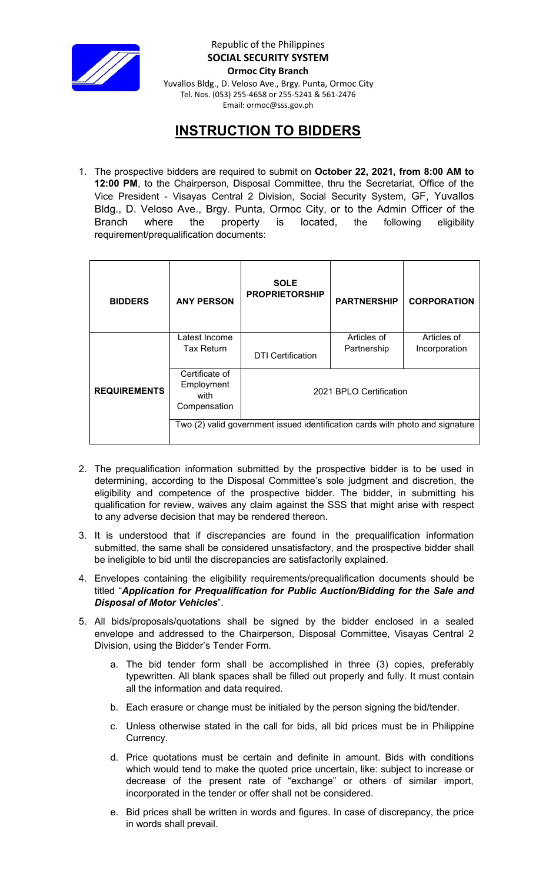Republic of the Philippines
**SOCIAL SECURITY SYSTEM**
**Ormoc City Branch**
Yuvallos Bldg., D. Veloso Ave., Brgy. Punta, Ormoc City
Tel. Nos. (053) 255-4658 or 255-5241 & 561-2476
Email: ormoc@sss.gov.ph

# INSTRUCTION TO BIDDERS

1. The prospective bidders are required to submit on **October 22, 2021, from 8:00 AM to 12:00 PM**, to the Chairperson, Disposal Committee, thru the Secretariat, Office of the Vice President - Visayas Central 2 Division, Social Security System, GF, Yuvallos Bldg., D. Veloso Ave., Brgy. Punta, Ormoc City, or to the Admin Officer of the Branch where the property is located, the following eligibility requirement/prequalification documents:

| **BIDDERS** | **ANY PERSON** | **SOLE PROPRIETORSHIP** | **PARTNERSHIP** | **CORPORATION** |
|---|---|---|---|---|
| **REQUIREMENTS** | Latest Income Tax Return | DTI Certification | Articles of Partnership | Articles of Incorporation |
| | Certificate of Employment with Compensation | 2021 BPLO Certification | | |
| | Two (2) valid government issued identification cards with photo and signature | | | |

2. The prequalification information submitted by the prospective bidder is to be used in determining, according to the Disposal Committee's sole judgment and discretion, the eligibility and competence of the prospective bidder. The bidder, in submitting his qualification for review, waives any claim against the SSS that might arise with respect to any adverse decision that may be rendered thereon.

3. It is understood that if discrepancies are found in the prequalification information submitted, the same shall be considered unsatisfactory, and the prospective bidder shall be ineligible to bid until the discrepancies are satisfactorily explained.

4. Envelopes containing the eligibility requirements/prequalification documents should be titled "***Application for Prequalification for Public Auction/Bidding for the Sale and Disposal of Motor Vehicles***".

5. All bids/proposals/quotations shall be signed by the bidder enclosed in a sealed envelope and addressed to the Chairperson, Disposal Committee, Visayas Central 2 Division, using the Bidder's Tender Form.

   a. The bid tender form shall be accomplished in three (3) copies, preferably typewritten. All blank spaces shall be filled out properly and fully. It must contain all the information and data required.

   b. Each erasure or change must be initialed by the person signing the bid/tender.

   c. Unless otherwise stated in the call for bids, all bid prices must be in Philippine Currency.

   d. Price quotations must be certain and definite in amount. Bids with conditions which would tend to make the quoted price uncertain, like: subject to increase or decrease of the present rate of "exchange" or others of similar import, incorporated in the tender or offer shall not be considered.

   e. Bid prices shall be written in words and figures. In case of discrepancy, the price in words shall prevail.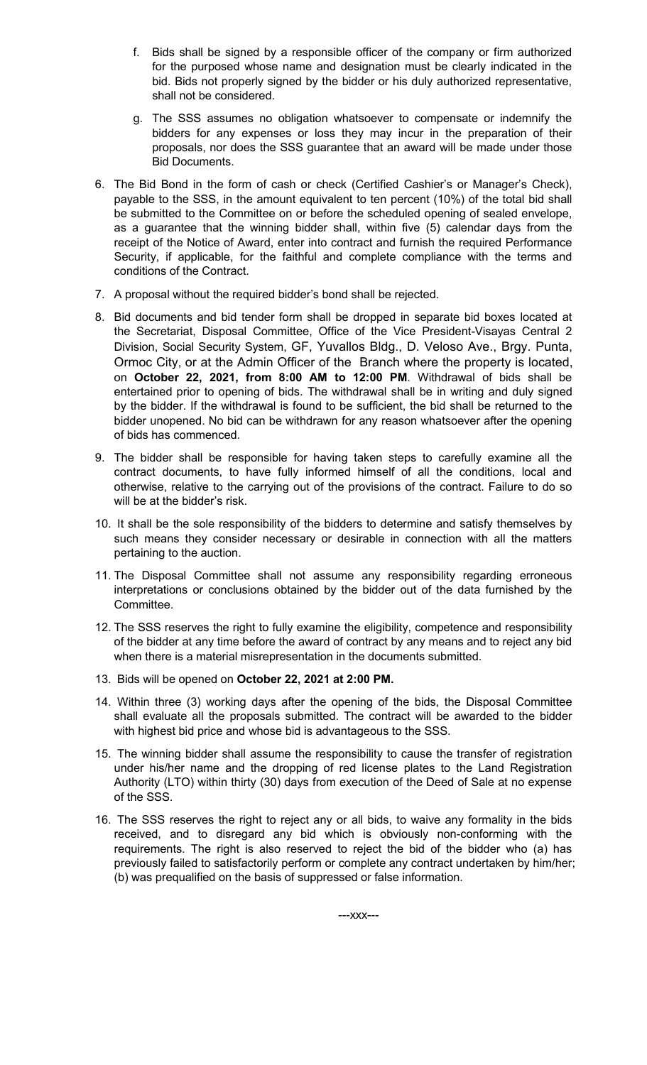f. Bids shall be signed by a responsible officer of the company or firm authorized for the purposed whose name and designation must be clearly indicated in the bid. Bids not properly signed by the bidder or his duly authorized representative, shall not be considered.

g. The SSS assumes no obligation whatsoever to compensate or indemnify the bidders for any expenses or loss they may incur in the preparation of their proposals, nor does the SSS guarantee that an award will be made under those Bid Documents.

6. The Bid Bond in the form of cash or check (Certified Cashier's or Manager's Check), payable to the SSS, in the amount equivalent to ten percent (10%) of the total bid shall be submitted to the Committee on or before the scheduled opening of sealed envelope, as a guarantee that the winning bidder shall, within five (5) calendar days from the receipt of the Notice of Award, enter into contract and furnish the required Performance Security, if applicable, for the faithful and complete compliance with the terms and conditions of the Contract.

7. A proposal without the required bidder's bond shall be rejected.

8. Bid documents and bid tender form shall be dropped in separate bid boxes located at the Secretariat, Disposal Committee, Office of the Vice President-Visayas Central 2 Division, Social Security System, GF, Yuvallos Bldg., D. Veloso Ave., Brgy. Punta, Ormoc City, or at the Admin Officer of the Branch where the property is located, on **October 22, 2021, from 8:00 AM to 12:00 PM**. Withdrawal of bids shall be entertained prior to opening of bids. The withdrawal shall be in writing and duly signed by the bidder. If the withdrawal is found to be sufficient, the bid shall be returned to the bidder unopened. No bid can be withdrawn for any reason whatsoever after the opening of bids has commenced.

9. The bidder shall be responsible for having taken steps to carefully examine all the contract documents, to have fully informed himself of all the conditions, local and otherwise, relative to the carrying out of the provisions of the contract. Failure to do so will be at the bidder's risk.

10. It shall be the sole responsibility of the bidders to determine and satisfy themselves by such means they consider necessary or desirable in connection with all the matters pertaining to the auction.

11. The Disposal Committee shall not assume any responsibility regarding erroneous interpretations or conclusions obtained by the bidder out of the data furnished by the Committee.

12. The SSS reserves the right to fully examine the eligibility, competence and responsibility of the bidder at any time before the award of contract by any means and to reject any bid when there is a material misrepresentation in the documents submitted.

13. Bids will be opened on **October 22, 2021 at 2:00 PM.**

14. Within three (3) working days after the opening of the bids, the Disposal Committee shall evaluate all the proposals submitted. The contract will be awarded to the bidder with highest bid price and whose bid is advantageous to the SSS.

15. The winning bidder shall assume the responsibility to cause the transfer of registration under his/her name and the dropping of red license plates to the Land Registration Authority (LTO) within thirty (30) days from execution of the Deed of Sale at no expense of the SSS.

16. The SSS reserves the right to reject any or all bids, to waive any formality in the bids received, and to disregard any bid which is obviously non-conforming with the requirements. The right is also reserved to reject the bid of the bidder who (a) has previously failed to satisfactorily perform or complete any contract undertaken by him/her; (b) was prequalified on the basis of suppressed or false information.

---xxx---